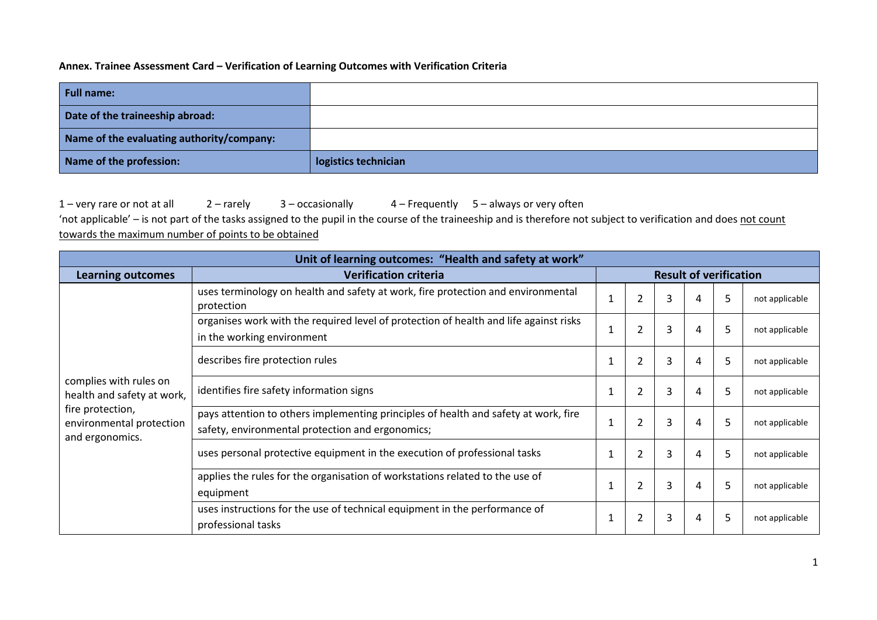**Annex. Trainee Assessment Card – Verification of Learning Outcomes with Verification Criteria**

| **Full name:** | |
|---|---|
| **Date of the traineeship abroad:** | |
| **Name of the evaluating authority/company:** | |
| **Name of the profession:** | **logistics technician** |

1 – very rare or not at all  2 – rarely  3 – occasionally  4 – Frequently  5 – always or very often

'not applicable' – is not part of the tasks assigned to the pupil in the course of the traineeship and is therefore not subject to verification and does not count towards the maximum number of points to be obtained

| **Unit of learning outcomes: "Health and safety at work"** | | | | | | | | |
|---|---|---|---|---|---|---|---|---|
| **Learning outcomes** | **Verification criteria** | **Result of verification** | | | | | | |
| complies with rules on health and safety at work, fire protection, environmental protection and ergonomics. | uses terminology on health and safety at work, fire protection and environmental protection | 1 | 2 | 3 | 4 | 5 | not applicable |
| | organises work with the required level of protection of health and life against risks in the working environment | 1 | 2 | 3 | 4 | 5 | not applicable |
| | describes fire protection rules | 1 | 2 | 3 | 4 | 5 | not applicable |
| | identifies fire safety information signs | 1 | 2 | 3 | 4 | 5 | not applicable |
| | pays attention to others implementing principles of health and safety at work, fire safety, environmental protection and ergonomics; | 1 | 2 | 3 | 4 | 5 | not applicable |
| | uses personal protective equipment in the execution of professional tasks | 1 | 2 | 3 | 4 | 5 | not applicable |
| | applies the rules for the organisation of workstations related to the use of equipment | 1 | 2 | 3 | 4 | 5 | not applicable |
| | uses instructions for the use of technical equipment in the performance of professional tasks | 1 | 2 | 3 | 4 | 5 | not applicable |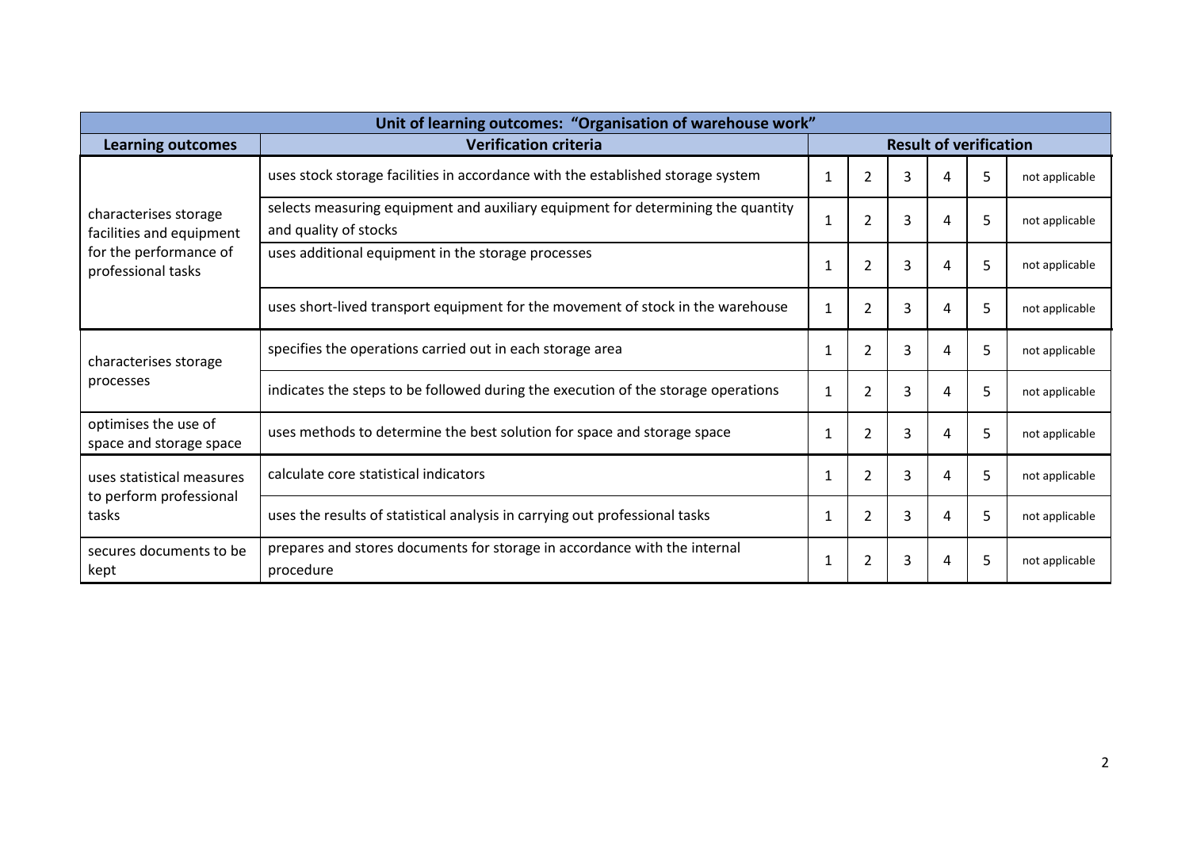| Unit of learning outcomes: "Organisation of warehouse work" | | | | | | | |
|---|---|---|---|---|---|---|---|
| **Learning outcomes** | **Verification criteria** | **Result of verification** | | | | | |
| characterises storage facilities and equipment for the performance of professional tasks | uses stock storage facilities in accordance with the established storage system | 1 | 2 | 3 | 4 | 5 | not applicable |
| | selects measuring equipment and auxiliary equipment for determining the quantity and quality of stocks | 1 | 2 | 3 | 4 | 5 | not applicable |
| | uses additional equipment in the storage processes | 1 | 2 | 3 | 4 | 5 | not applicable |
| | uses short-lived transport equipment for the movement of stock in the warehouse | 1 | 2 | 3 | 4 | 5 | not applicable |
| characterises storage processes | specifies the operations carried out in each storage area | 1 | 2 | 3 | 4 | 5 | not applicable |
| | indicates the steps to be followed during the execution of the storage operations | 1 | 2 | 3 | 4 | 5 | not applicable |
| optimises the use of space and storage space | uses methods to determine the best solution for space and storage space | 1 | 2 | 3 | 4 | 5 | not applicable |
| uses statistical measures to perform professional tasks | calculate core statistical indicators | 1 | 2 | 3 | 4 | 5 | not applicable |
| | uses the results of statistical analysis in carrying out professional tasks | 1 | 2 | 3 | 4 | 5 | not applicable |
| secures documents to be kept | prepares and stores documents for storage in accordance with the internal procedure | 1 | 2 | 3 | 4 | 5 | not applicable |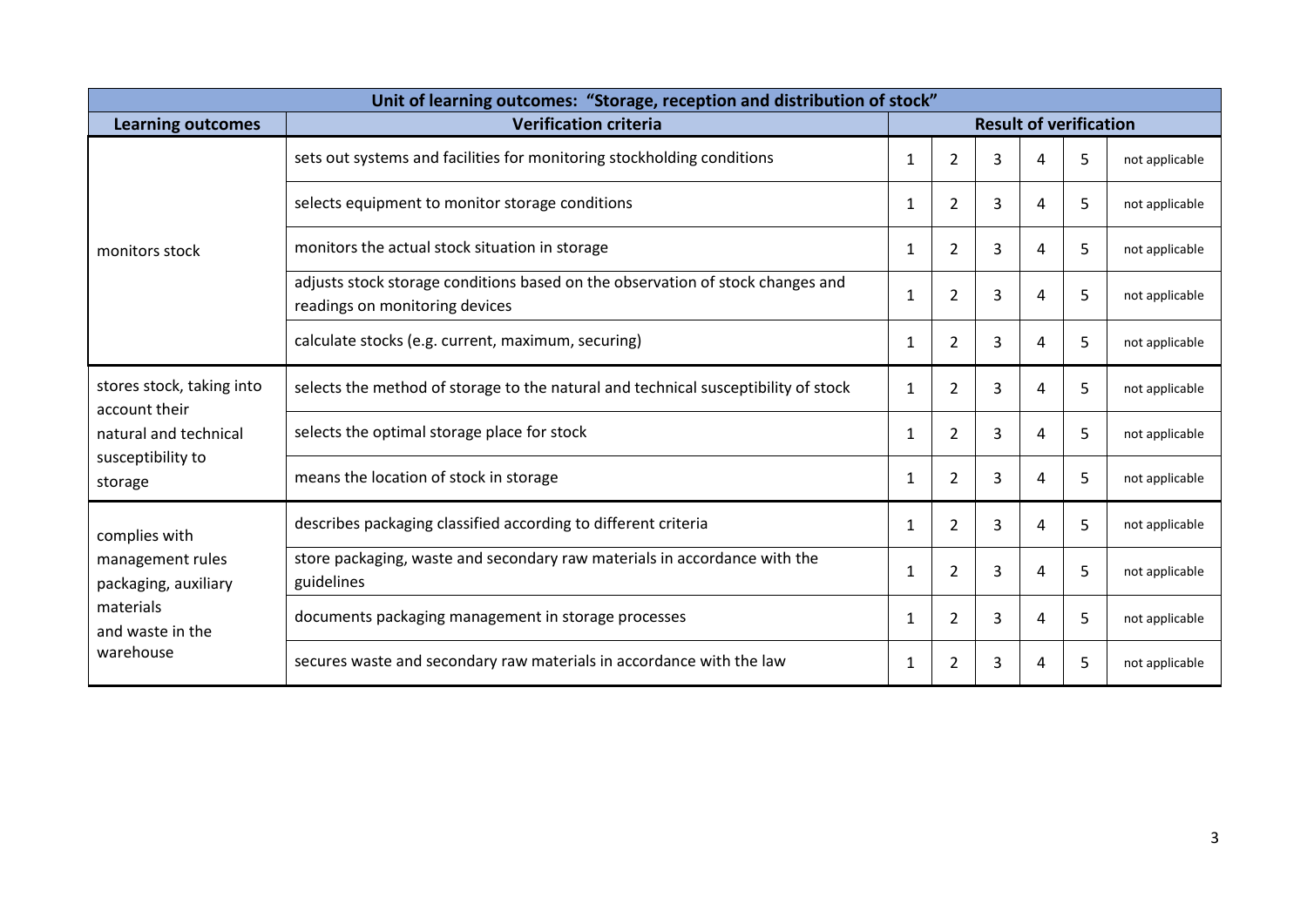| Unit of learning outcomes: "Storage, reception and distribution of stock" | | | | | | | |
|---|---|---|---|---|---|---|---|
| **Learning outcomes** | **Verification criteria** | **Result of verification** | | | | | |
| monitors stock | sets out systems and facilities for monitoring stockholding conditions | 1 | 2 | 3 | 4 | 5 | not applicable |
| | selects equipment to monitor storage conditions | 1 | 2 | 3 | 4 | 5 | not applicable |
| | monitors the actual stock situation in storage | 1 | 2 | 3 | 4 | 5 | not applicable |
| | adjusts stock storage conditions based on the observation of stock changes and readings on monitoring devices | 1 | 2 | 3 | 4 | 5 | not applicable |
| | calculate stocks (e.g. current, maximum, securing) | 1 | 2 | 3 | 4 | 5 | not applicable |
| stores stock, taking into account their natural and technical susceptibility to storage | selects the method of storage to the natural and technical susceptibility of stock | 1 | 2 | 3 | 4 | 5 | not applicable |
| | selects the optimal storage place for stock | 1 | 2 | 3 | 4 | 5 | not applicable |
| | means the location of stock in storage | 1 | 2 | 3 | 4 | 5 | not applicable |
| complies with management rules packaging, auxiliary materials and waste in the warehouse | describes packaging classified according to different criteria | 1 | 2 | 3 | 4 | 5 | not applicable |
| | store packaging, waste and secondary raw materials in accordance with the guidelines | 1 | 2 | 3 | 4 | 5 | not applicable |
| | documents packaging management in storage processes | 1 | 2 | 3 | 4 | 5 | not applicable |
| | secures waste and secondary raw materials in accordance with the law | 1 | 2 | 3 | 4 | 5 | not applicable |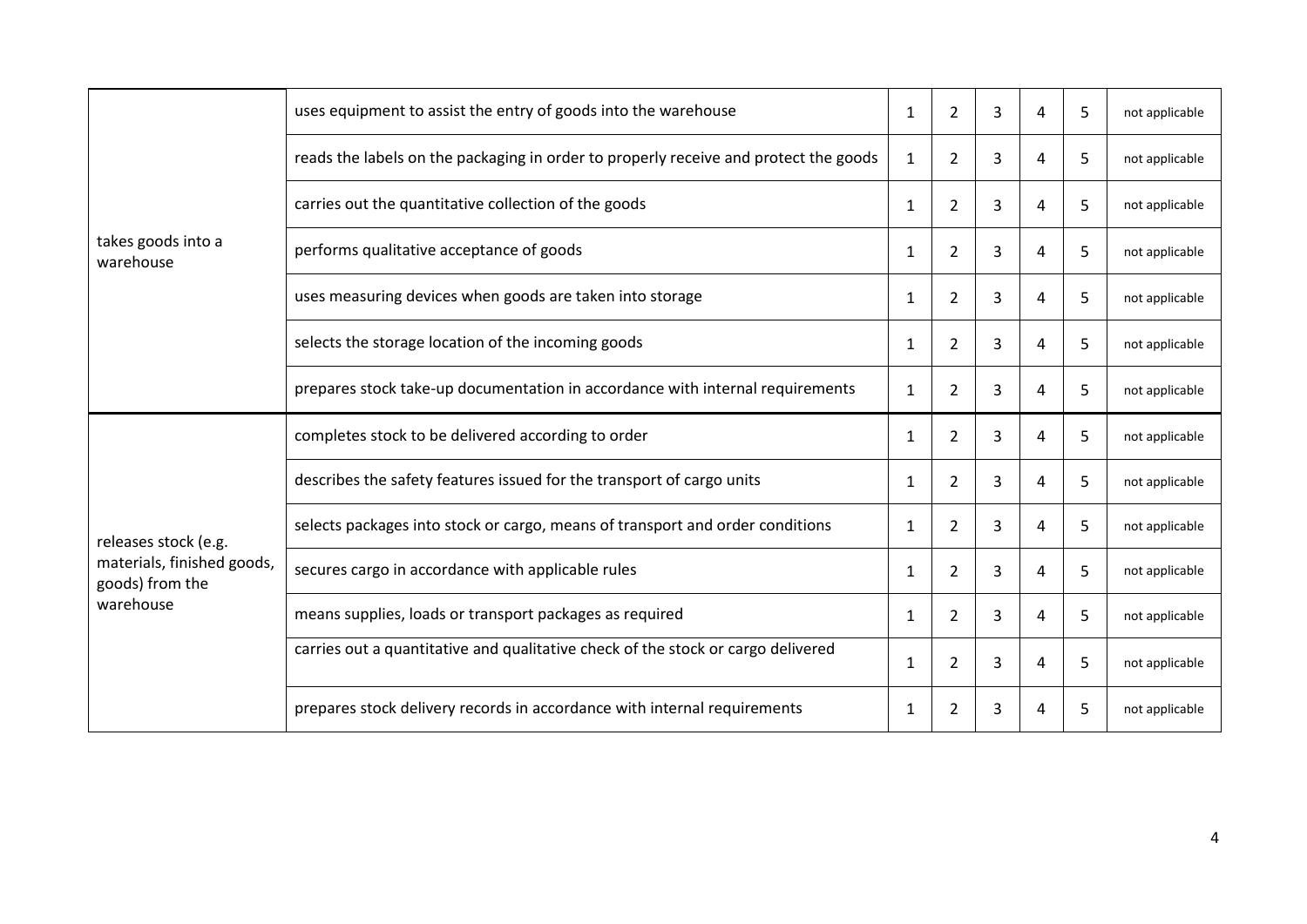| | | | | | | | |
|---|---|---|---|---|---|---|---|
| takes goods into a warehouse | uses equipment to assist the entry of goods into the warehouse | 1 | 2 | 3 | 4 | 5 | not applicable |
| | reads the labels on the packaging in order to properly receive and protect the goods | 1 | 2 | 3 | 4 | 5 | not applicable |
| | carries out the quantitative collection of the goods | 1 | 2 | 3 | 4 | 5 | not applicable |
| | performs qualitative acceptance of goods | 1 | 2 | 3 | 4 | 5 | not applicable |
| | uses measuring devices when goods are taken into storage | 1 | 2 | 3 | 4 | 5 | not applicable |
| | selects the storage location of the incoming goods | 1 | 2 | 3 | 4 | 5 | not applicable |
| | prepares stock take-up documentation in accordance with internal requirements | 1 | 2 | 3 | 4 | 5 | not applicable |
| releases stock (e.g. materials, finished goods, goods) from the warehouse | completes stock to be delivered according to order | 1 | 2 | 3 | 4 | 5 | not applicable |
| | describes the safety features issued for the transport of cargo units | 1 | 2 | 3 | 4 | 5 | not applicable |
| | selects packages into stock or cargo, means of transport and order conditions | 1 | 2 | 3 | 4 | 5 | not applicable |
| | secures cargo in accordance with applicable rules | 1 | 2 | 3 | 4 | 5 | not applicable |
| | means supplies, loads or transport packages as required | 1 | 2 | 3 | 4 | 5 | not applicable |
| | carries out a quantitative and qualitative check of the stock or cargo delivered | 1 | 2 | 3 | 4 | 5 | not applicable |
| | prepares stock delivery records in accordance with internal requirements | 1 | 2 | 3 | 4 | 5 | not applicable |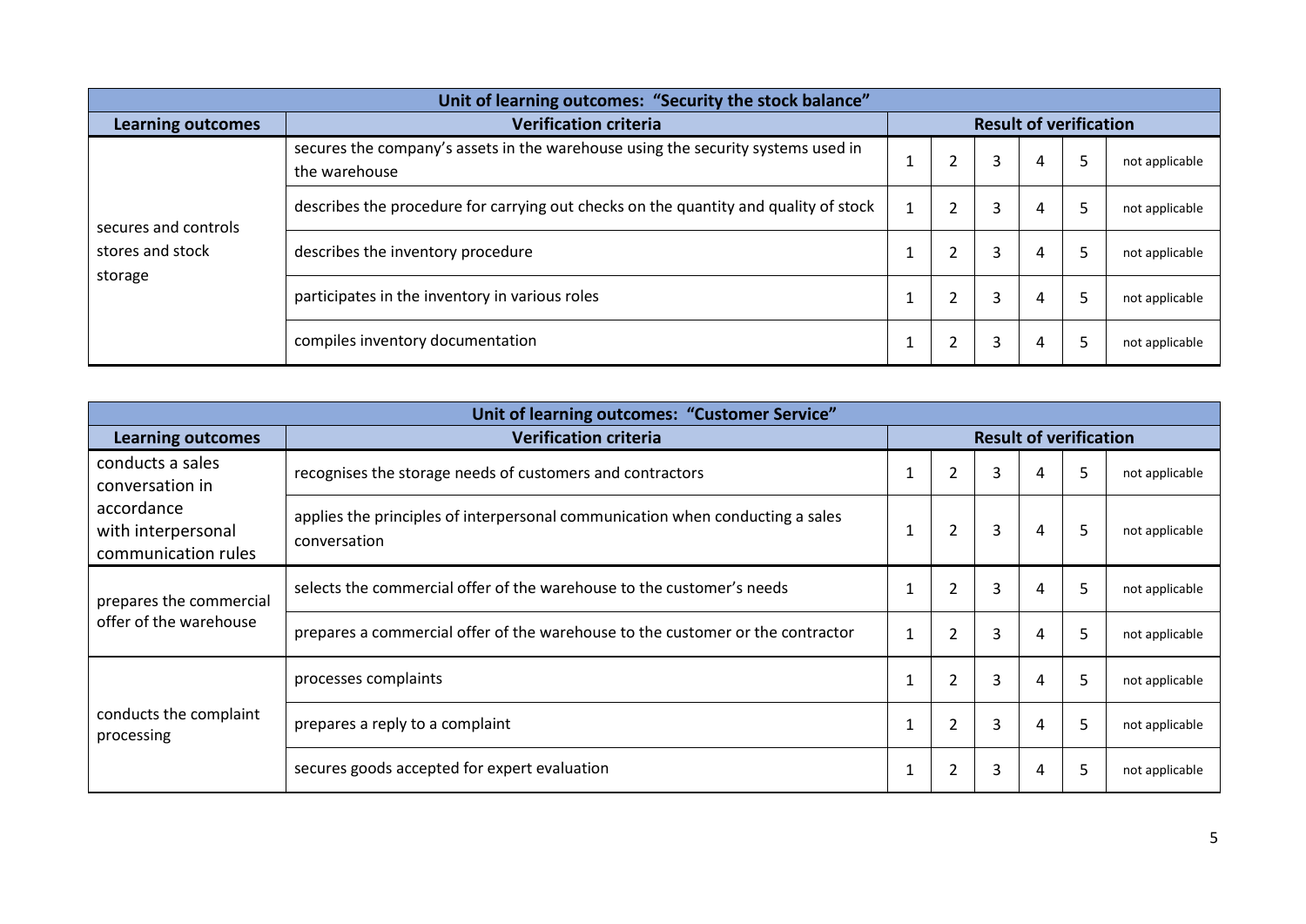| Unit of learning outcomes: "Security the stock balance" | | | | | | | |
|---|---|---|---|---|---|---|---|
| **Learning outcomes** | **Verification criteria** | **Result of verification** | | | | | |
| secures and controls stores and stock storage | secures the company's assets in the warehouse using the security systems used in the warehouse | 1 | 2 | 3 | 4 | 5 | not applicable |
| | describes the procedure for carrying out checks on the quantity and quality of stock | 1 | 2 | 3 | 4 | 5 | not applicable |
| | describes the inventory procedure | 1 | 2 | 3 | 4 | 5 | not applicable |
| | participates in the inventory in various roles | 1 | 2 | 3 | 4 | 5 | not applicable |
| | compiles inventory documentation | 1 | 2 | 3 | 4 | 5 | not applicable |

| Unit of learning outcomes: "Customer Service" | | | | | | | |
|---|---|---|---|---|---|---|---|
| **Learning outcomes** | **Verification criteria** | **Result of verification** | | | | | |
| conducts a sales conversation in accordance with interpersonal communication rules | recognises the storage needs of customers and contractors | 1 | 2 | 3 | 4 | 5 | not applicable |
| | applies the principles of interpersonal communication when conducting a sales conversation | 1 | 2 | 3 | 4 | 5 | not applicable |
| prepares the commercial offer of the warehouse | selects the commercial offer of the warehouse to the customer's needs | 1 | 2 | 3 | 4 | 5 | not applicable |
| | prepares a commercial offer of the warehouse to the customer or the contractor | 1 | 2 | 3 | 4 | 5 | not applicable |
| conducts the complaint processing | processes complaints | 1 | 2 | 3 | 4 | 5 | not applicable |
| | prepares a reply to a complaint | 1 | 2 | 3 | 4 | 5 | not applicable |
| | secures goods accepted for expert evaluation | 1 | 2 | 3 | 4 | 5 | not applicable |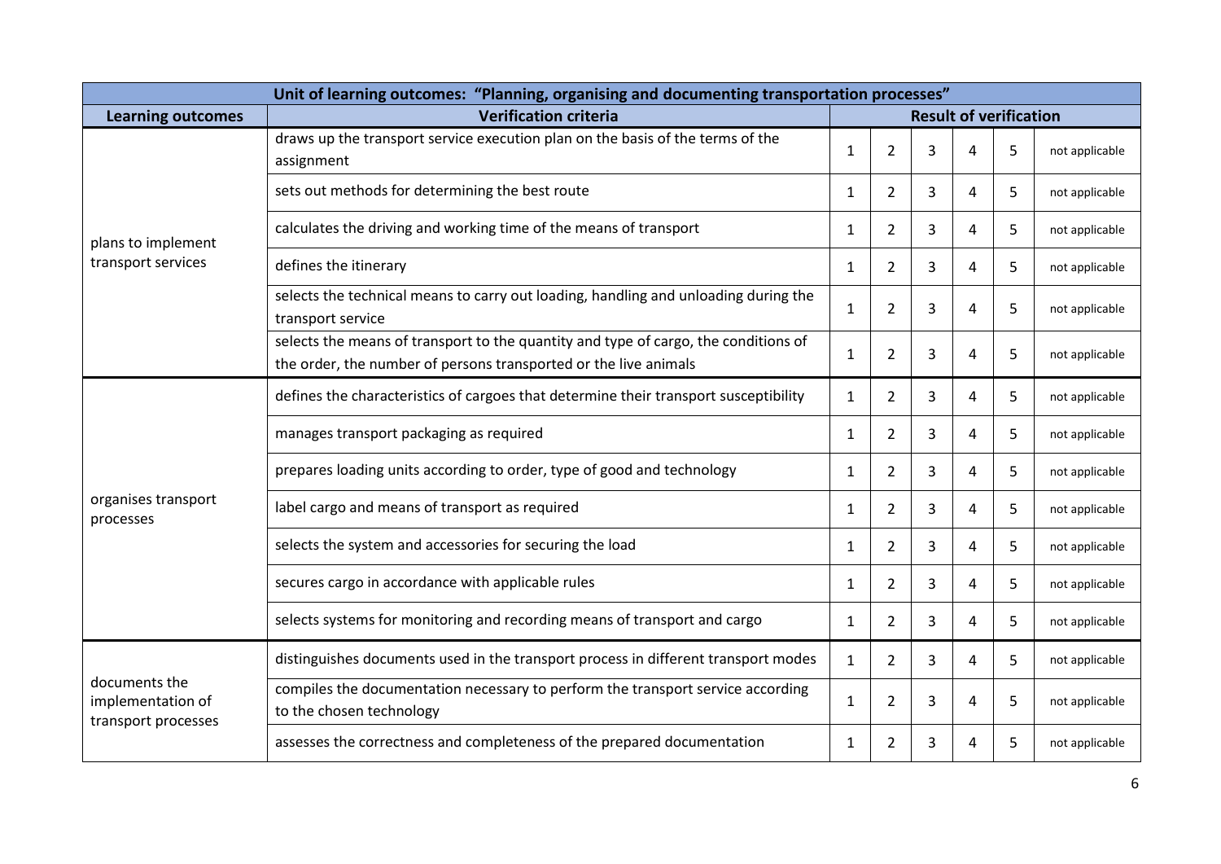| Unit of learning outcomes: "Planning, organising and documenting transportation processes" | | | | | | | |
|---|---|---|---|---|---|---|---|
| **Learning outcomes** | **Verification criteria** | **Result of verification** | | | | | |
| plans to implement transport services | draws up the transport service execution plan on the basis of the terms of the assignment | 1 | 2 | 3 | 4 | 5 | not applicable |
| | sets out methods for determining the best route | 1 | 2 | 3 | 4 | 5 | not applicable |
| | calculates the driving and working time of the means of transport | 1 | 2 | 3 | 4 | 5 | not applicable |
| | defines the itinerary | 1 | 2 | 3 | 4 | 5 | not applicable |
| | selects the technical means to carry out loading, handling and unloading during the transport service | 1 | 2 | 3 | 4 | 5 | not applicable |
| | selects the means of transport to the quantity and type of cargo, the conditions of the order, the number of persons transported or the live animals | 1 | 2 | 3 | 4 | 5 | not applicable |
| organises transport processes | defines the characteristics of cargoes that determine their transport susceptibility | 1 | 2 | 3 | 4 | 5 | not applicable |
| | manages transport packaging as required | 1 | 2 | 3 | 4 | 5 | not applicable |
| | prepares loading units according to order, type of good and technology | 1 | 2 | 3 | 4 | 5 | not applicable |
| | label cargo and means of transport as required | 1 | 2 | 3 | 4 | 5 | not applicable |
| | selects the system and accessories for securing the load | 1 | 2 | 3 | 4 | 5 | not applicable |
| | secures cargo in accordance with applicable rules | 1 | 2 | 3 | 4 | 5 | not applicable |
| | selects systems for monitoring and recording means of transport and cargo | 1 | 2 | 3 | 4 | 5 | not applicable |
| documents the implementation of transport processes | distinguishes documents used in the transport process in different transport modes | 1 | 2 | 3 | 4 | 5 | not applicable |
| | compiles the documentation necessary to perform the transport service according to the chosen technology | 1 | 2 | 3 | 4 | 5 | not applicable |
| | assesses the correctness and completeness of the prepared documentation | 1 | 2 | 3 | 4 | 5 | not applicable |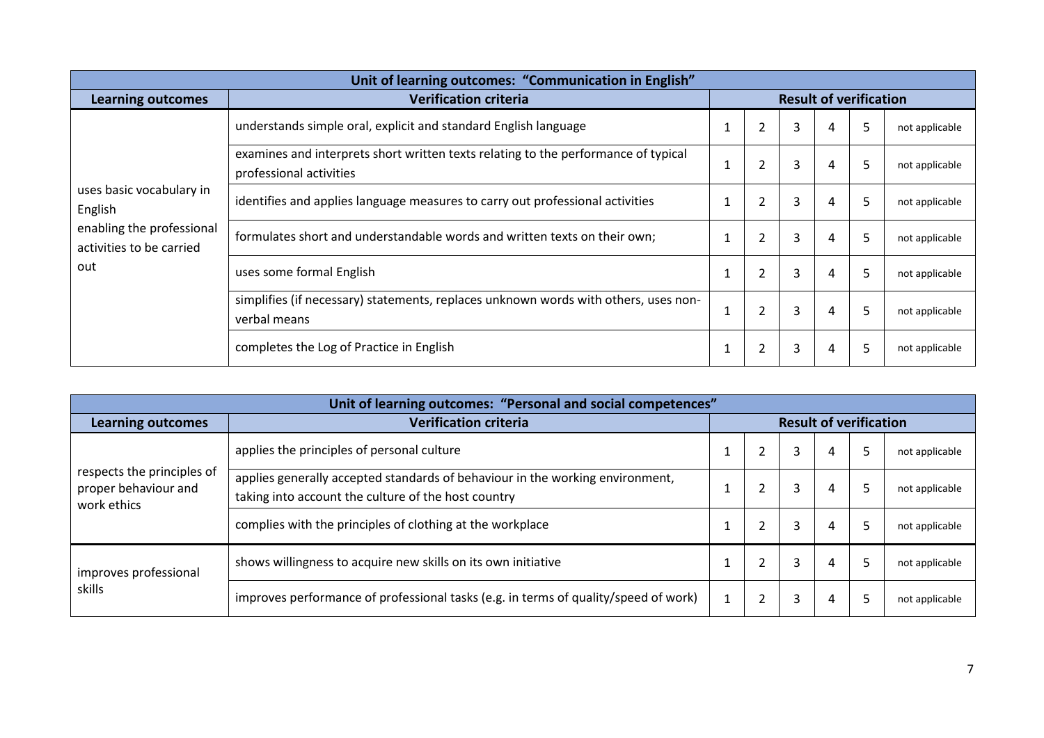| Unit of learning outcomes: "Communication in English" | | | | | | | |
|---|---|---|---|---|---|---|---|
| **Learning outcomes** | **Verification criteria** | **Result of verification** | | | | | |
| uses basic vocabulary in English enabling the professional activities to be carried out | understands simple oral, explicit and standard English language | 1 | 2 | 3 | 4 | 5 | not applicable |
| | examines and interprets short written texts relating to the performance of typical professional activities | 1 | 2 | 3 | 4 | 5 | not applicable |
| | identifies and applies language measures to carry out professional activities | 1 | 2 | 3 | 4 | 5 | not applicable |
| | formulates short and understandable words and written texts on their own; | 1 | 2 | 3 | 4 | 5 | not applicable |
| | uses some formal English | 1 | 2 | 3 | 4 | 5 | not applicable |
| | simplifies (if necessary) statements, replaces unknown words with others, uses non-verbal means | 1 | 2 | 3 | 4 | 5 | not applicable |
| | completes the Log of Practice in English | 1 | 2 | 3 | 4 | 5 | not applicable |

| Unit of learning outcomes: "Personal and social competences" | | | | | | | |
|---|---|---|---|---|---|---|---|
| **Learning outcomes** | **Verification criteria** | **Result of verification** | | | | | |
| respects the principles of proper behaviour and work ethics | applies the principles of personal culture | 1 | 2 | 3 | 4 | 5 | not applicable |
| | applies generally accepted standards of behaviour in the working environment, taking into account the culture of the host country | 1 | 2 | 3 | 4 | 5 | not applicable |
| | complies with the principles of clothing at the workplace | 1 | 2 | 3 | 4 | 5 | not applicable |
| improves professional skills | shows willingness to acquire new skills on its own initiative | 1 | 2 | 3 | 4 | 5 | not applicable |
| | improves performance of professional tasks (e.g. in terms of quality/speed of work) | 1 | 2 | 3 | 4 | 5 | not applicable |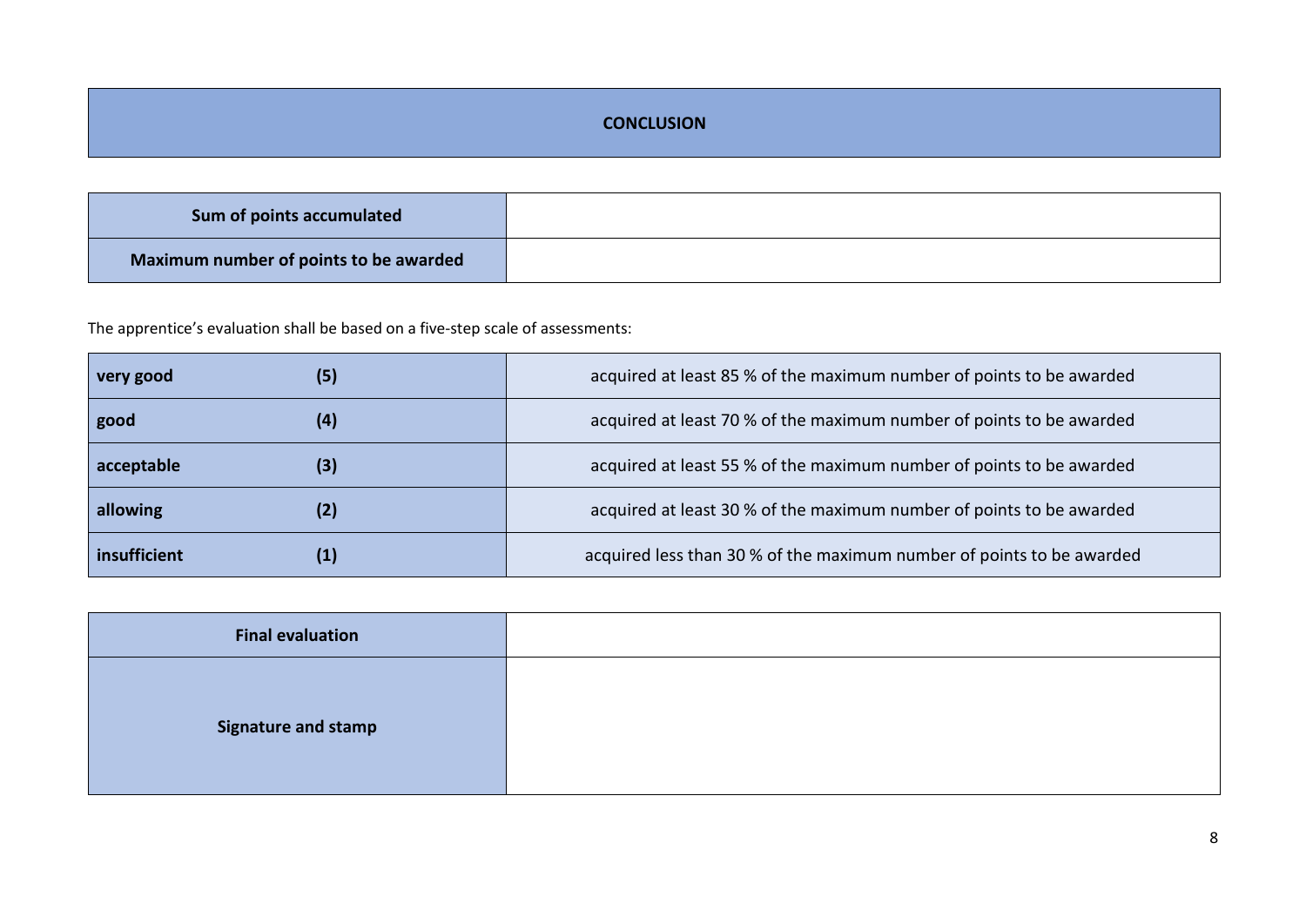# CONCLUSION

| | |
|---|---|
| **Sum of points accumulated** | |
| **Maximum number of points to be awarded** | |

The apprentice's evaluation shall be based on a five-step scale of assessments:

| | | |
|---|---|---|
| **very good** | **(5)** | acquired at least 85 % of the maximum number of points to be awarded |
| **good** | **(4)** | acquired at least 70 % of the maximum number of points to be awarded |
| **acceptable** | **(3)** | acquired at least 55 % of the maximum number of points to be awarded |
| **allowing** | **(2)** | acquired at least 30 % of the maximum number of points to be awarded |
| **insufficient** | **(1)** | acquired less than 30 % of the maximum number of points to be awarded |

| | |
|---|---|
| **Final evaluation** | |
| **Signature and stamp** | |